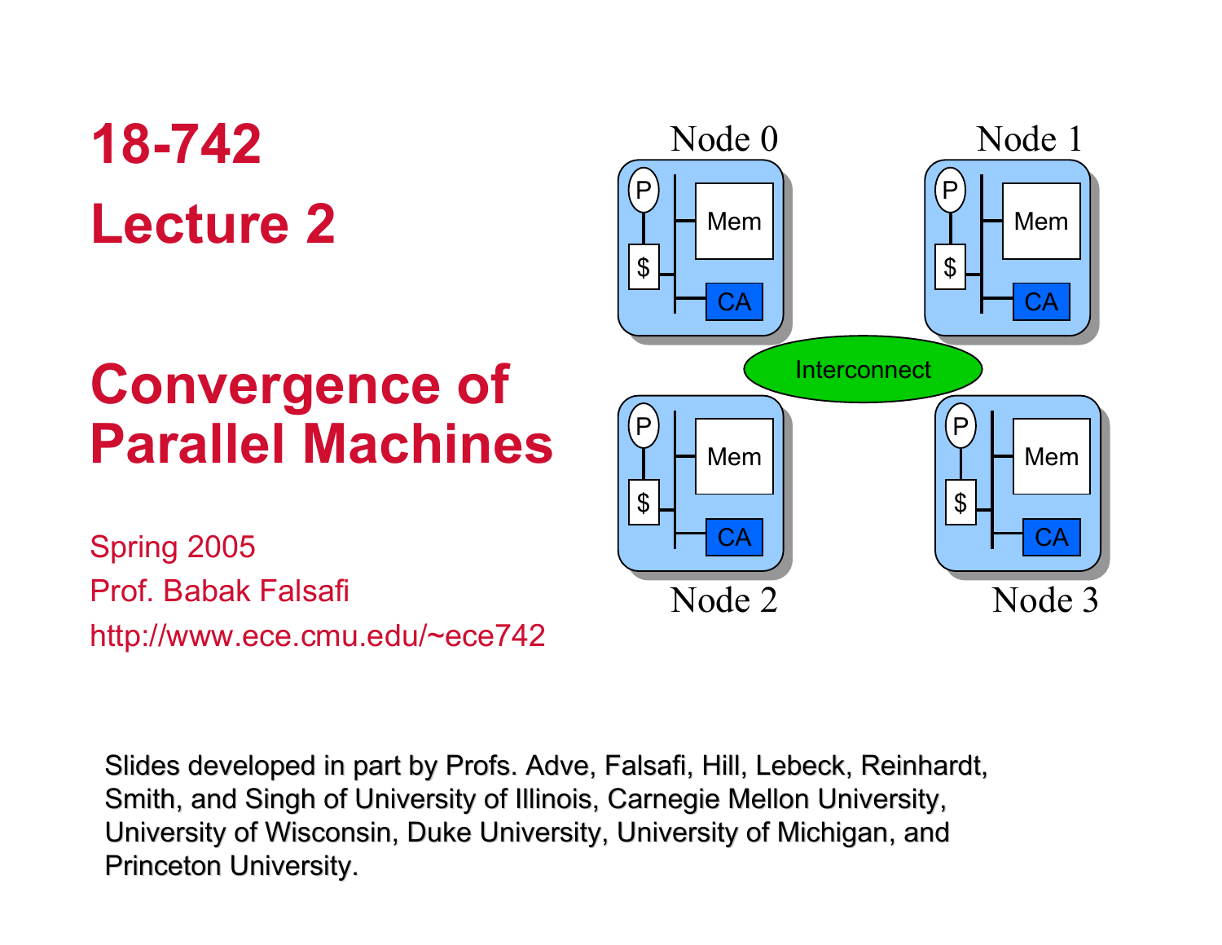# 18-742

# Lecture 2

# Convergence of Parallel Machines

Spring 2005
Prof. Babak Falsafi
http://www.ece.cmu.edu/~ece742

Node 0 | Node 1 | Node 2 | Node 3

P, $, Mem, CA

Interconnect

Slides developed in part by Profs. Adve, Falsafi, Hill, Lebeck, Reinhardt, Smith, and Singh of University of Illinois, Carnegie Mellon University, University of Wisconsin, Duke University, University of Michigan, and Princeton University.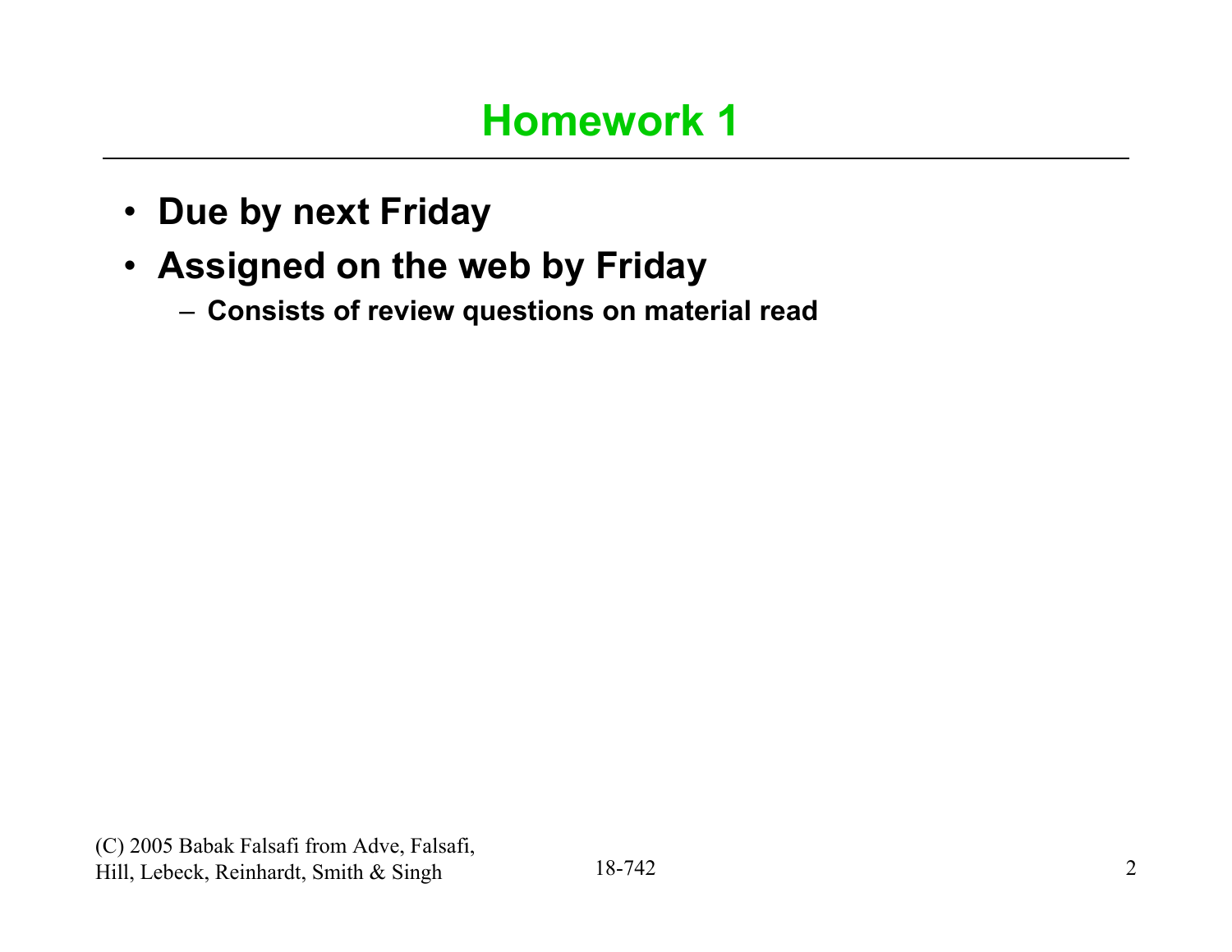# Homework 1

- **Due by next Friday**
- **Assigned on the web by Friday**
  - **Consists of review questions on material read**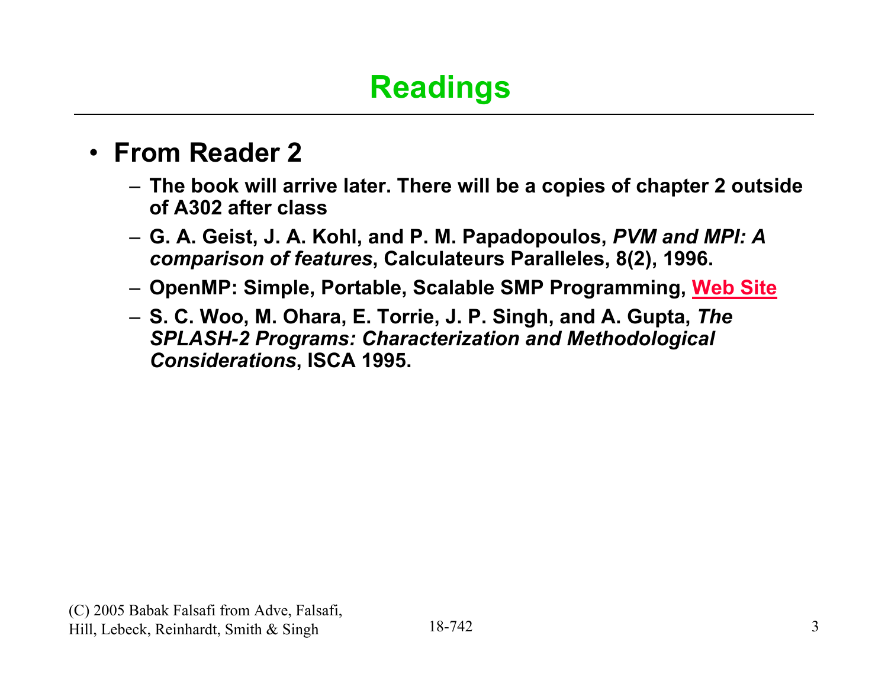# Readings

- **From Reader 2**
  - **The book will arrive later. There will be a copies of chapter 2 outside of A302 after class**
  - **G. A. Geist, J. A. Kohl, and P. M. Papadopoulos, *PVM and MPI: A comparison of features*, Calculateurs Paralleles, 8(2), 1996.**
  - **OpenMP: Simple, Portable, Scalable SMP Programming, Web Site**
  - **S. C. Woo, M. Ohara, E. Torrie, J. P. Singh, and A. Gupta, *The SPLASH-2 Programs: Characterization and Methodological Considerations*, ISCA 1995.**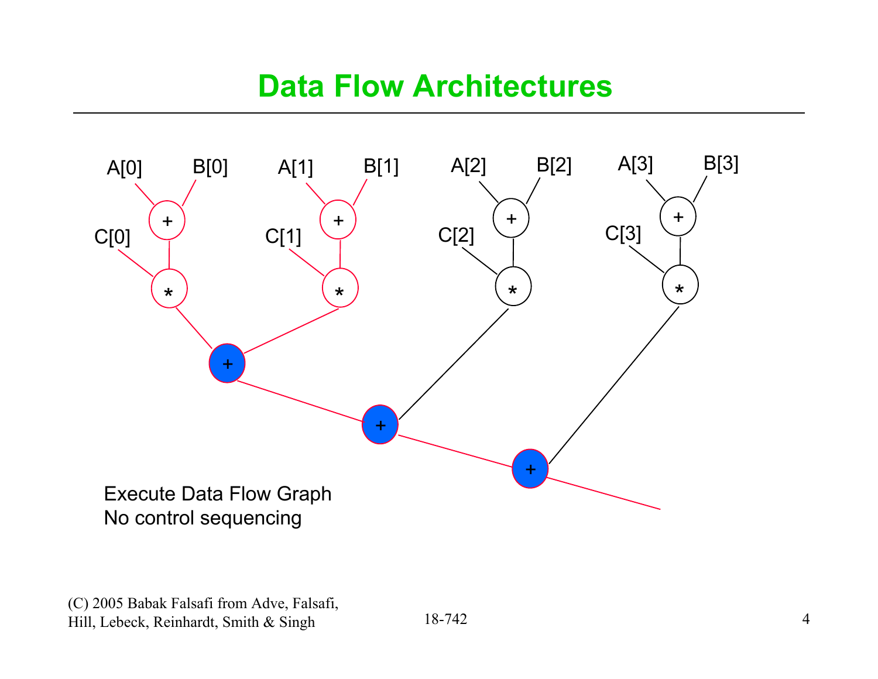# Data Flow Architectures

A[0] B[0] A[1] B[1] A[2] B[2] A[3] B[3]

C[0] C[1] C[2] C[3]

Execute Data Flow Graph
No control sequencing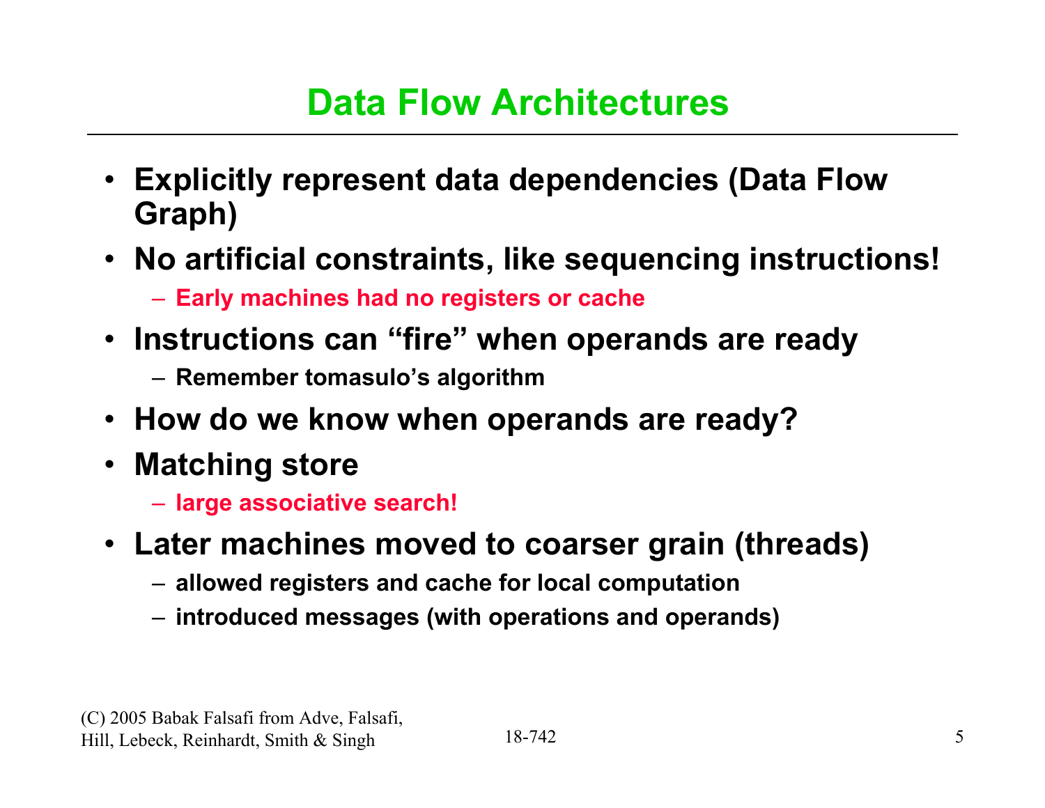# Data Flow Architectures

- Explicitly represent data dependencies (Data Flow Graph)
- No artificial constraints, like sequencing instructions!
  - Early machines had no registers or cache
- Instructions can “fire” when operands are ready
  - Remember tomasulo’s algorithm
- How do we know when operands are ready?
- Matching store
  - large associative search!
- Later machines moved to coarser grain (threads)
  - allowed registers and cache for local computation
  - introduced messages (with operations and operands)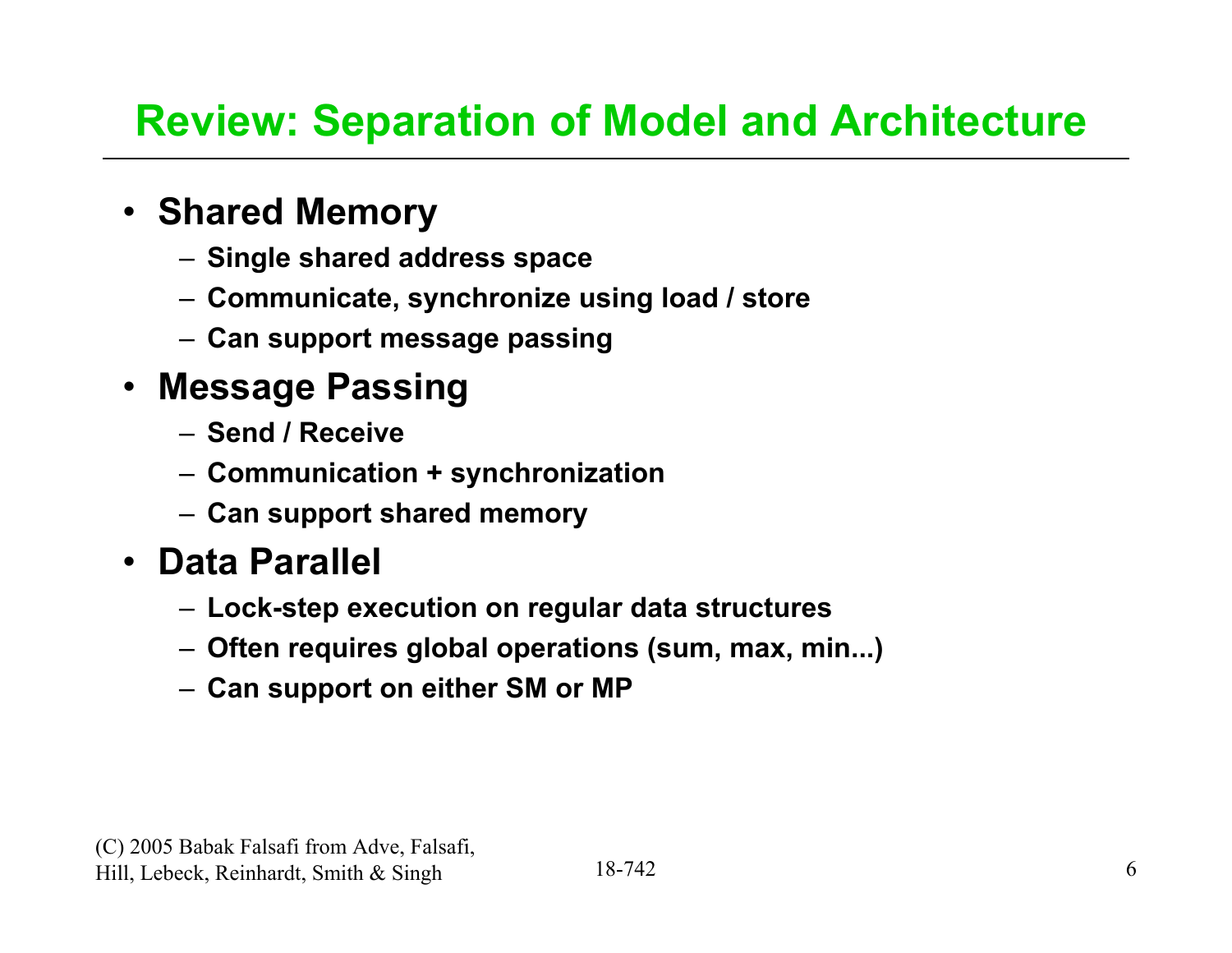# Review: Separation of Model and Architecture

- **Shared Memory**
  - Single shared address space
  - Communicate, synchronize using load / store
  - Can support message passing
- **Message Passing**
  - Send / Receive
  - Communication + synchronization
  - Can support shared memory
- **Data Parallel**
  - Lock-step execution on regular data structures
  - Often requires global operations (sum, max, min...)
  - Can support on either SM or MP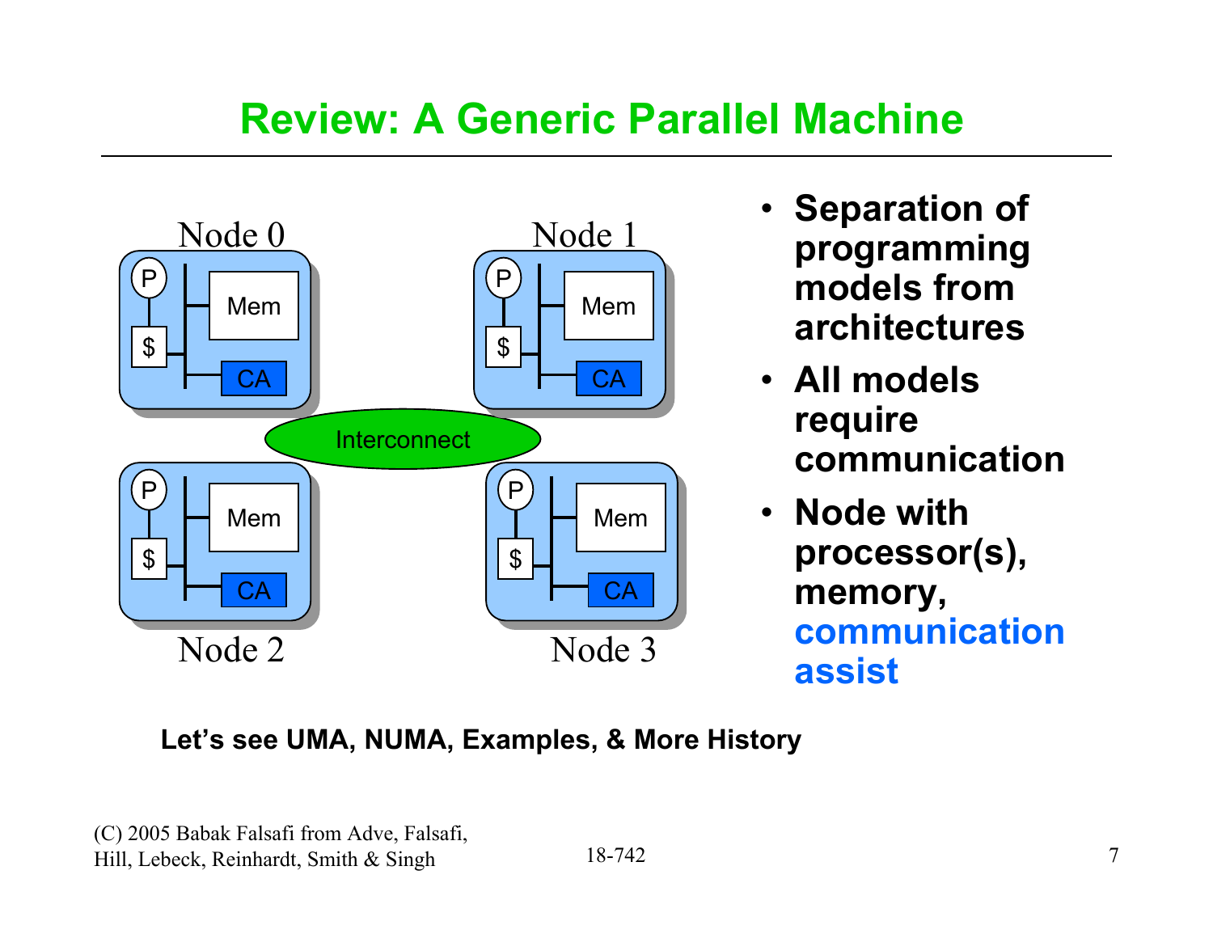# Review: A Generic Parallel Machine

Node 0

P

$

Mem

CA

Node 1

P

$

Mem

CA

Interconnect

Node 2

P

$

Mem

CA

Node 3

P

$

Mem

CA

- **Separation of programming models from architectures**
- **All models require communication**
- **Node with processor(s), memory, communication assist**

**Let's see UMA, NUMA, Examples, & More History**

(C) 2005 Babak Falsafi from Adve, Falsafi, Hill, Lebeck, Reinhardt, Smith & Singh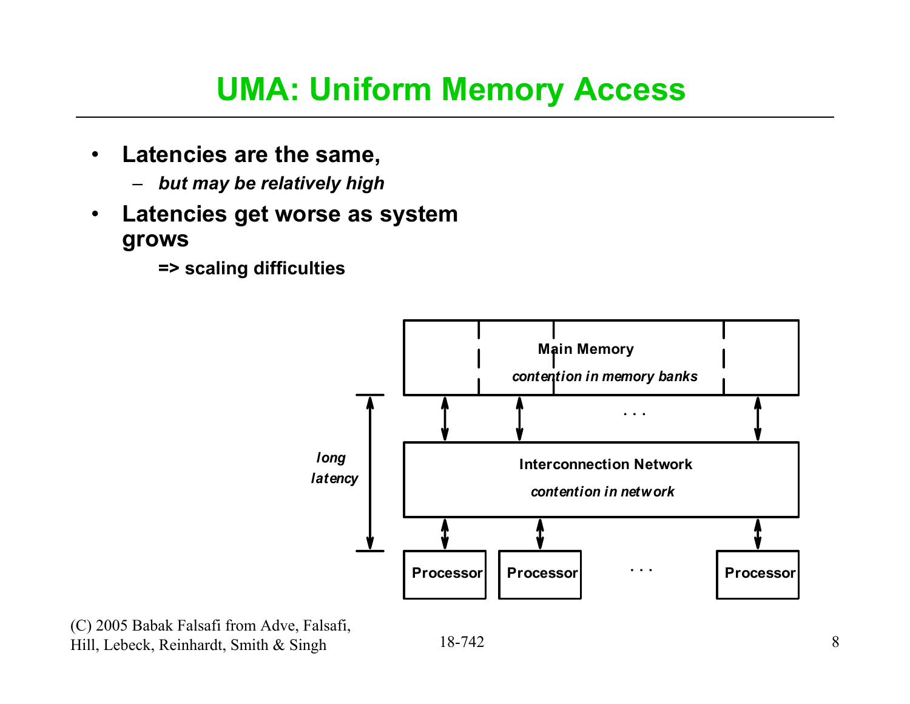# UMA: Uniform Memory Access

- **Latencies are the same,**
  - ***but may be relatively high***
- **Latencies get worse as system grows**
  - **=> scaling difficulties**

**Main Memory**
***contention in memory banks***

. . .

***long latency***

**Interconnection Network**
***contention in network***

**Processor** **Processor** . . . **Processor**

(C) 2005 Babak Falsafi from Adve, Falsafi, Hill, Lebeck, Reinhardt, Smith & Singh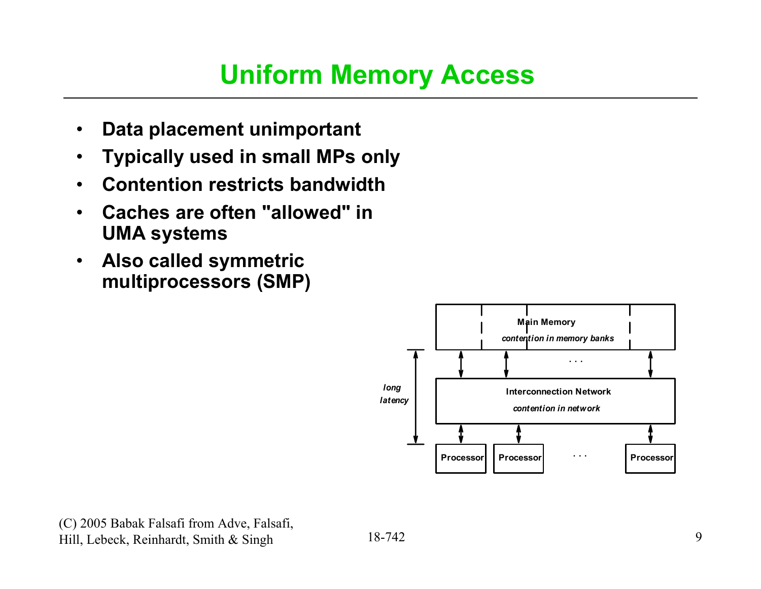# Uniform Memory Access

- **Data placement unimportant**
- **Typically used in small MPs only**
- **Contention restricts bandwidth**
- **Caches are often "allowed" in UMA systems**
- **Also called symmetric multiprocessors (SMP)**

**Main Memory**
*contention in memory banks*

**Interconnection Network**
*contention in network*

**Processor** | **Processor** | . . . | **Processor**

*long latency*

(C) 2005 Babak Falsafi from Adve, Falsafi, Hill, Lebeck, Reinhardt, Smith & Singh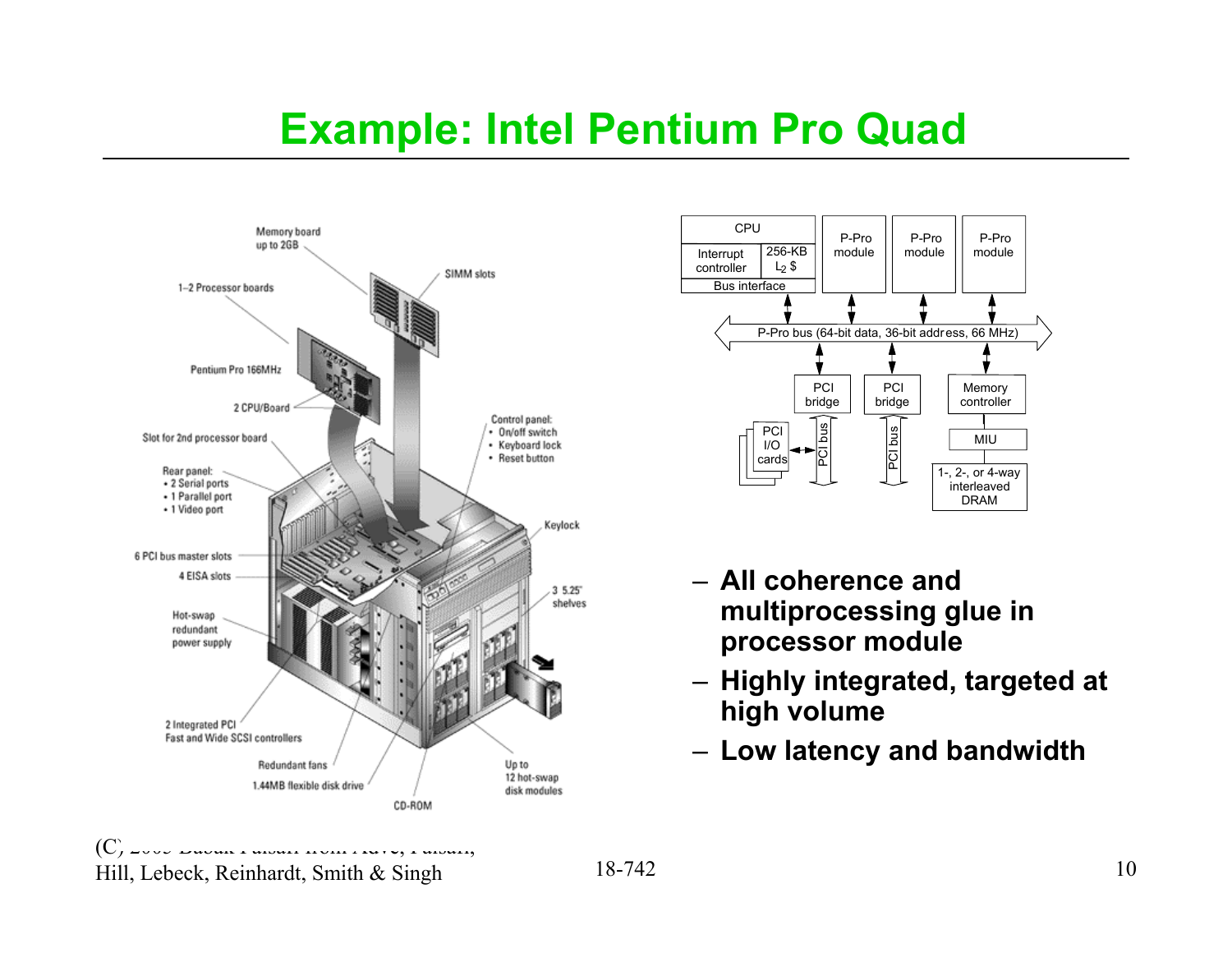# Example: Intel Pentium Pro Quad

- All coherence and multiprocessing glue in processor module
- Highly integrated, targeted at high volume
- Low latency and bandwidth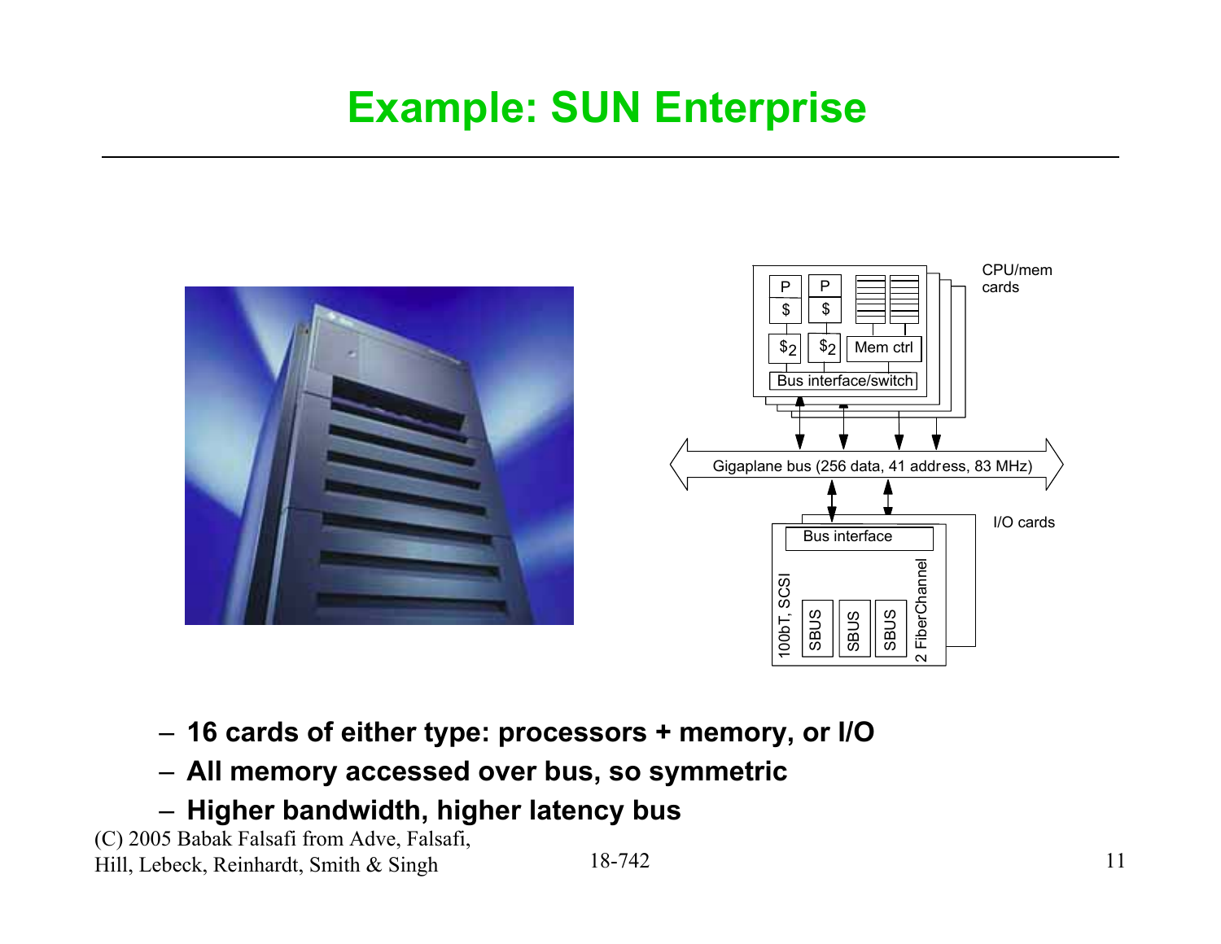# Example: SUN Enterprise

CPU/mem cards

P | P
$ | $
$_2$ | $_2$ | Mem ctrl
Bus interface/switch

Gigaplane bus (256 data, 41 address, 83 MHz)

I/O cards

Bus interface
100bT, SCSI | SBUS | SBUS | SBUS | 2 FiberChannel

- 16 cards of either type: processors + memory, or I/O
- All memory accessed over bus, so symmetric
- Higher bandwidth, higher latency bus

(C) 2005 Babak Falsafi from Adve, Falsafi, Hill, Lebeck, Reinhardt, Smith & Singh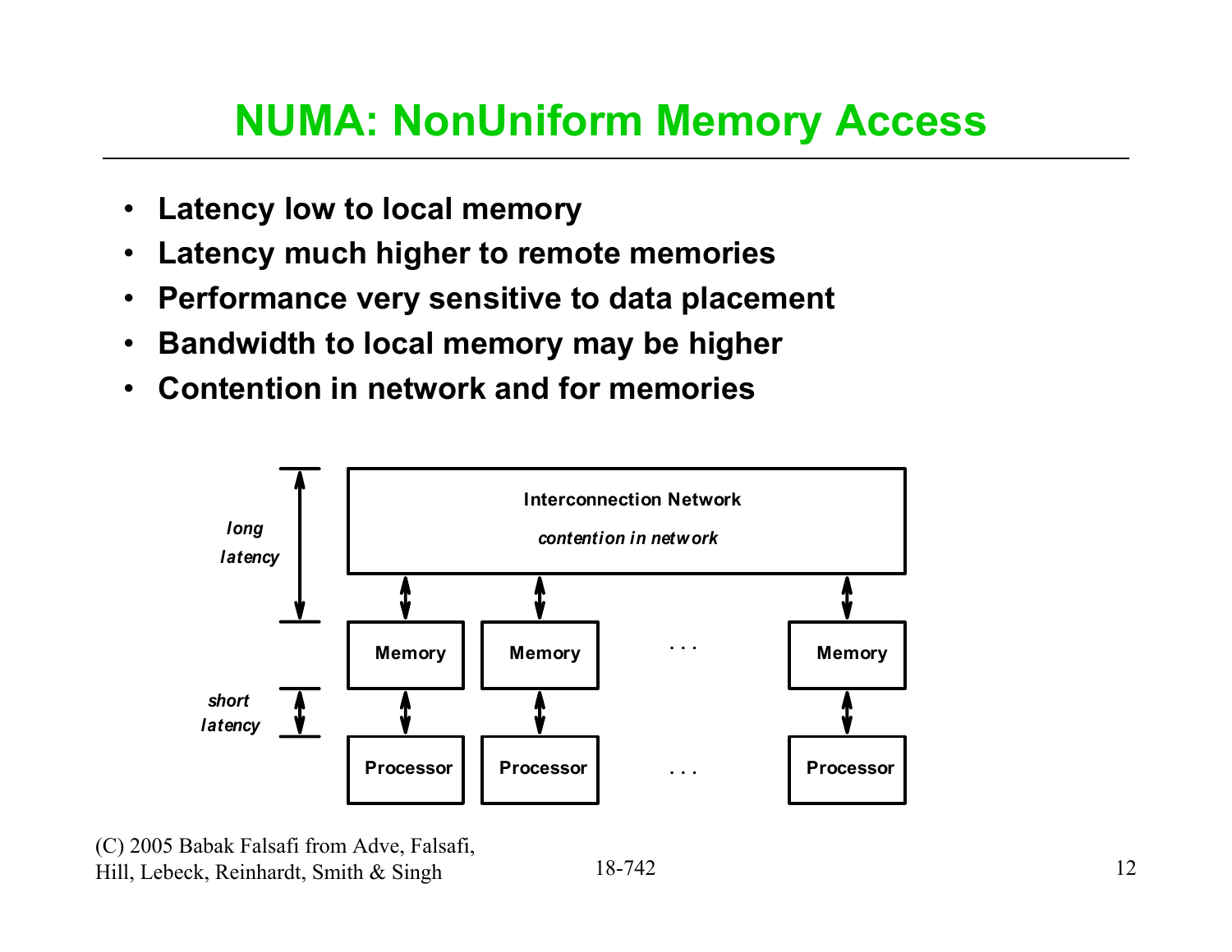# NUMA: NonUniform Memory Access

- Latency low to local memory
- Latency much higher to remote memories
- Performance very sensitive to data placement
- Bandwidth to local memory may be higher
- Contention in network and for memories

Interconnection Network

*contention in network*

*long latency*

Memory | Memory | . . . | Memory

*short latency*

Processor | Processor | . . . | Processor

(C) 2005 Babak Falsafi from Adve, Falsafi, Hill, Lebeck, Reinhardt, Smith & Singh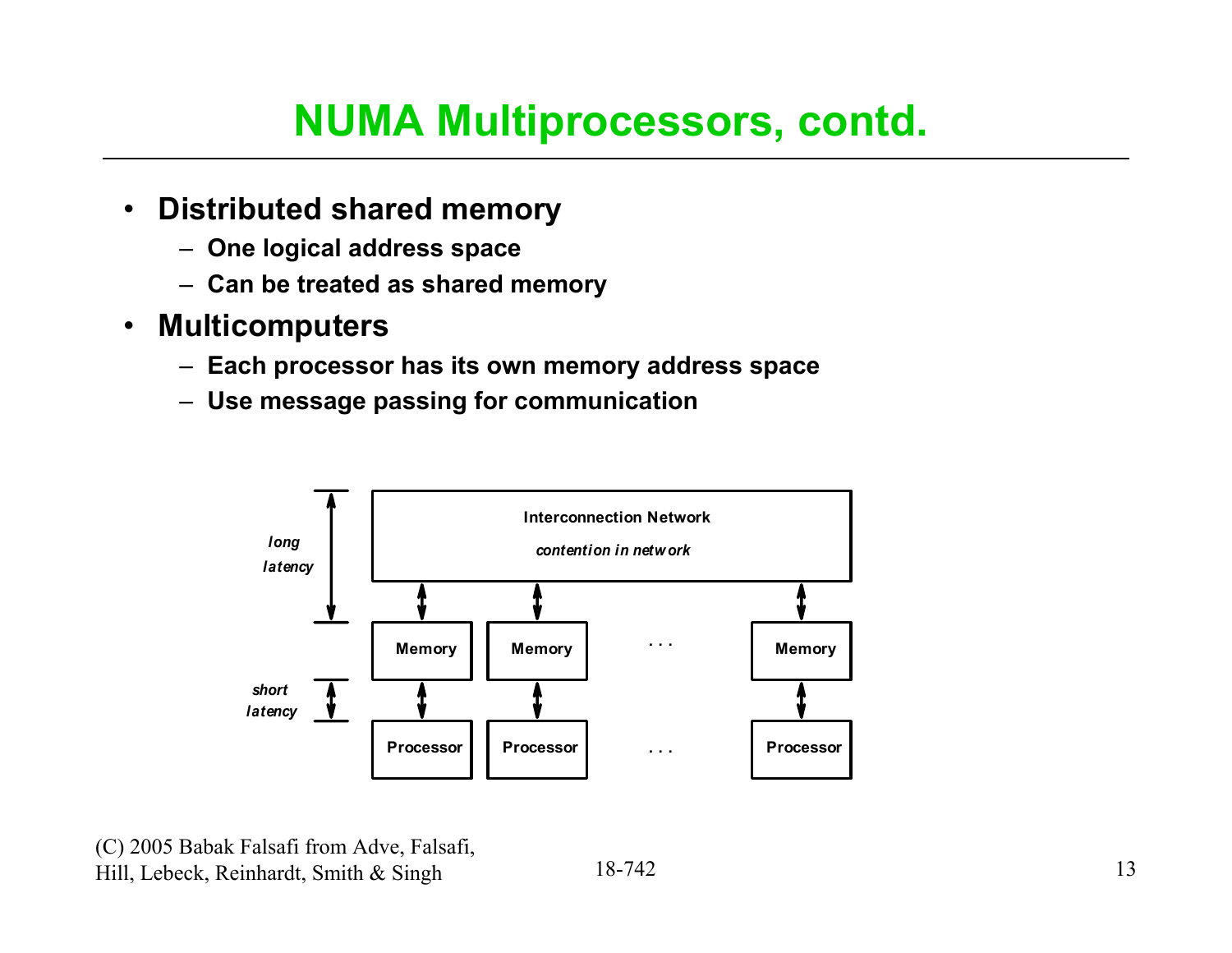# NUMA Multiprocessors, contd.

- **Distributed shared memory**
  - **One logical address space**
  - **Can be treated as shared memory**
- **Multicomputers**
  - **Each processor has its own memory address space**
  - **Use message passing for communication**

**Interconnection Network**

*contention in network*

*long latency*

| Memory | Memory | . . . | Memory |
|---|---|---|---|

*short latency*

| Processor | Processor | . . . | Processor |
|---|---|---|---|

(C) 2005 Babak Falsafi from Adve, Falsafi, Hill, Lebeck, Reinhardt, Smith & Singh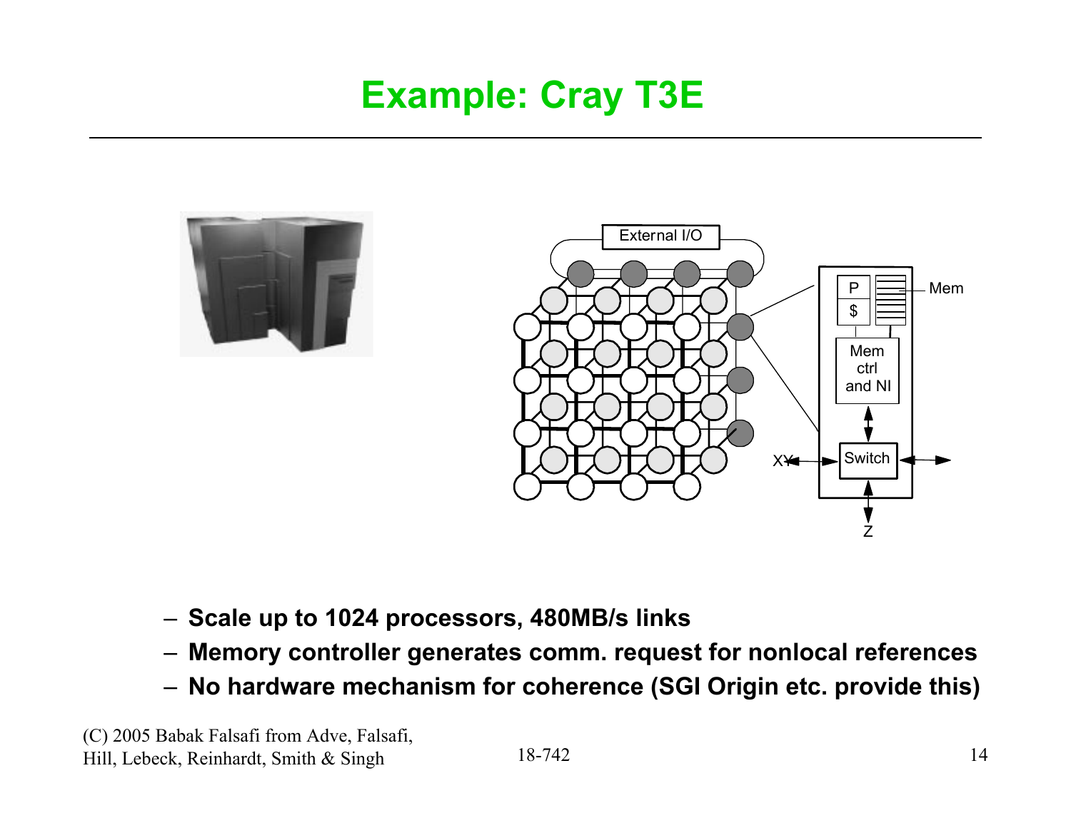# Example: Cray T3E

- Scale up to 1024 processors, 480MB/s links
- Memory controller generates comm. request for nonlocal references
- No hardware mechanism for coherence (SGI Origin etc. provide this)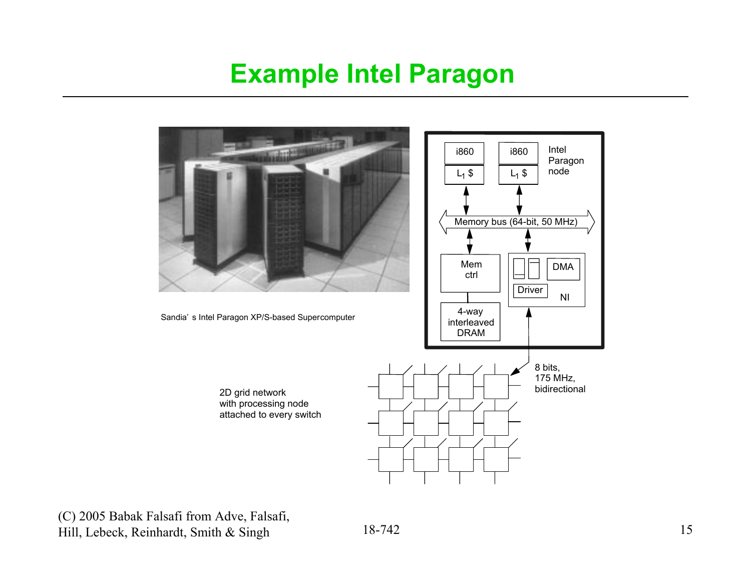# Example Intel Paragon

Sandia' s Intel Paragon XP/S-based Supercomputer

i860 | i860

$L_1$ \$ | $L_1$ \$

Intel Paragon node

Memory bus (64-bit, 50 MHz)

Mem ctrl

4-way interleaved DRAM

DMA

Driver

NI

8 bits, 175 MHz, bidirectional

2D grid network with processing node attached to every switch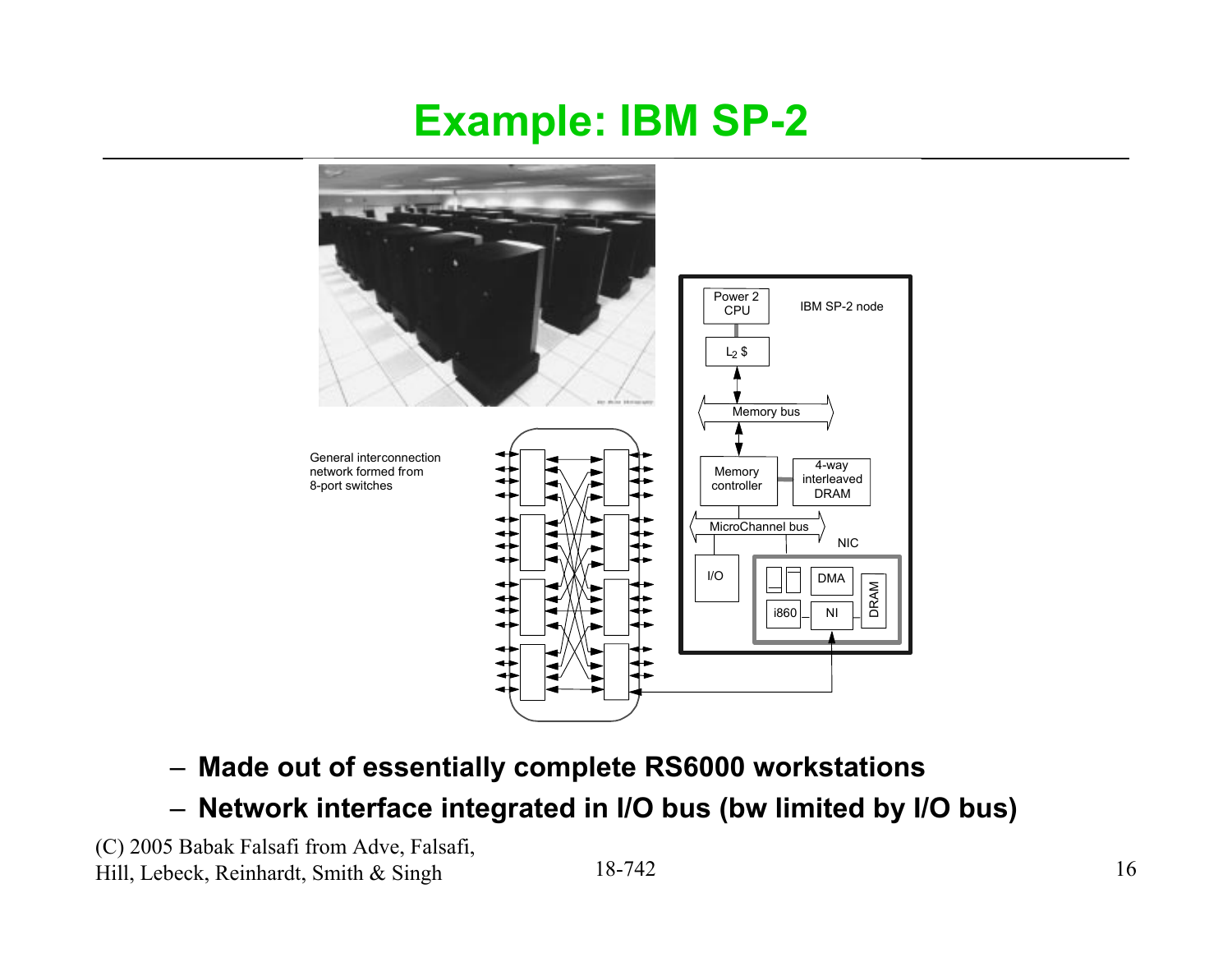# Example: IBM SP-2

General interconnection network formed from 8-port switches

IBM SP-2 node

- Made out of essentially complete RS6000 workstations
- Network interface integrated in I/O bus (bw limited by I/O bus)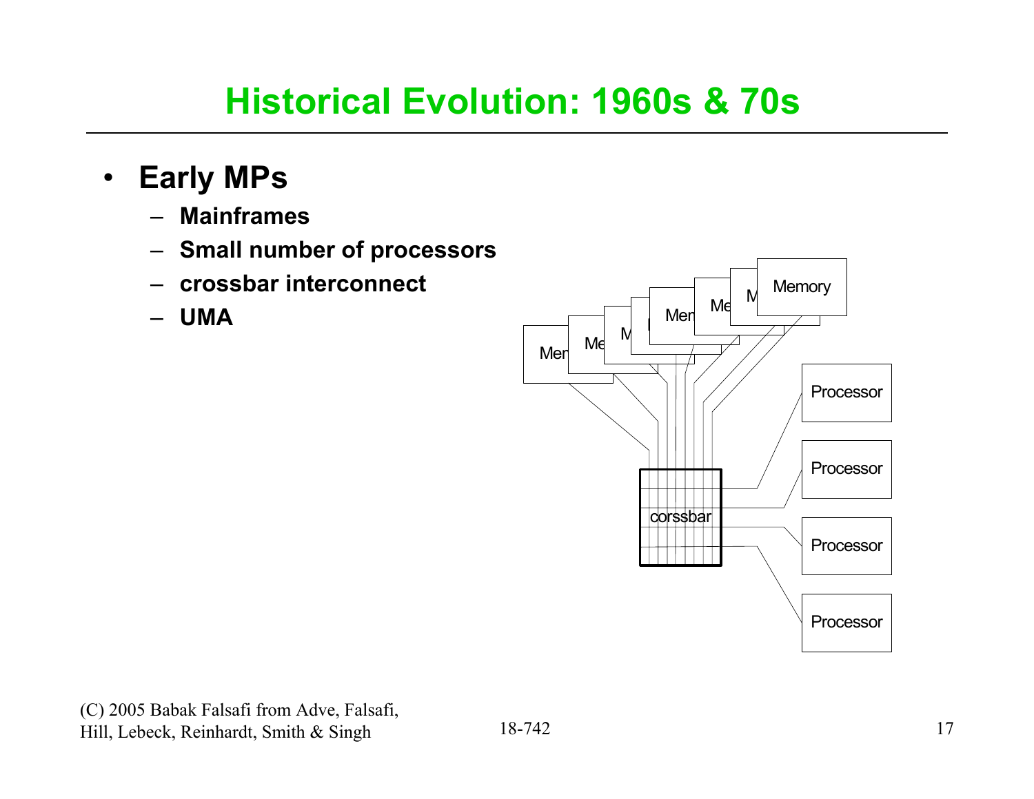# Historical Evolution: 1960s & 70s

- **Early MPs**
  - **Mainframes**
  - **Small number of processors**
  - **crossbar interconnect**
  - **UMA**

Memory

corssbar

Processor

Processor

Processor

Processor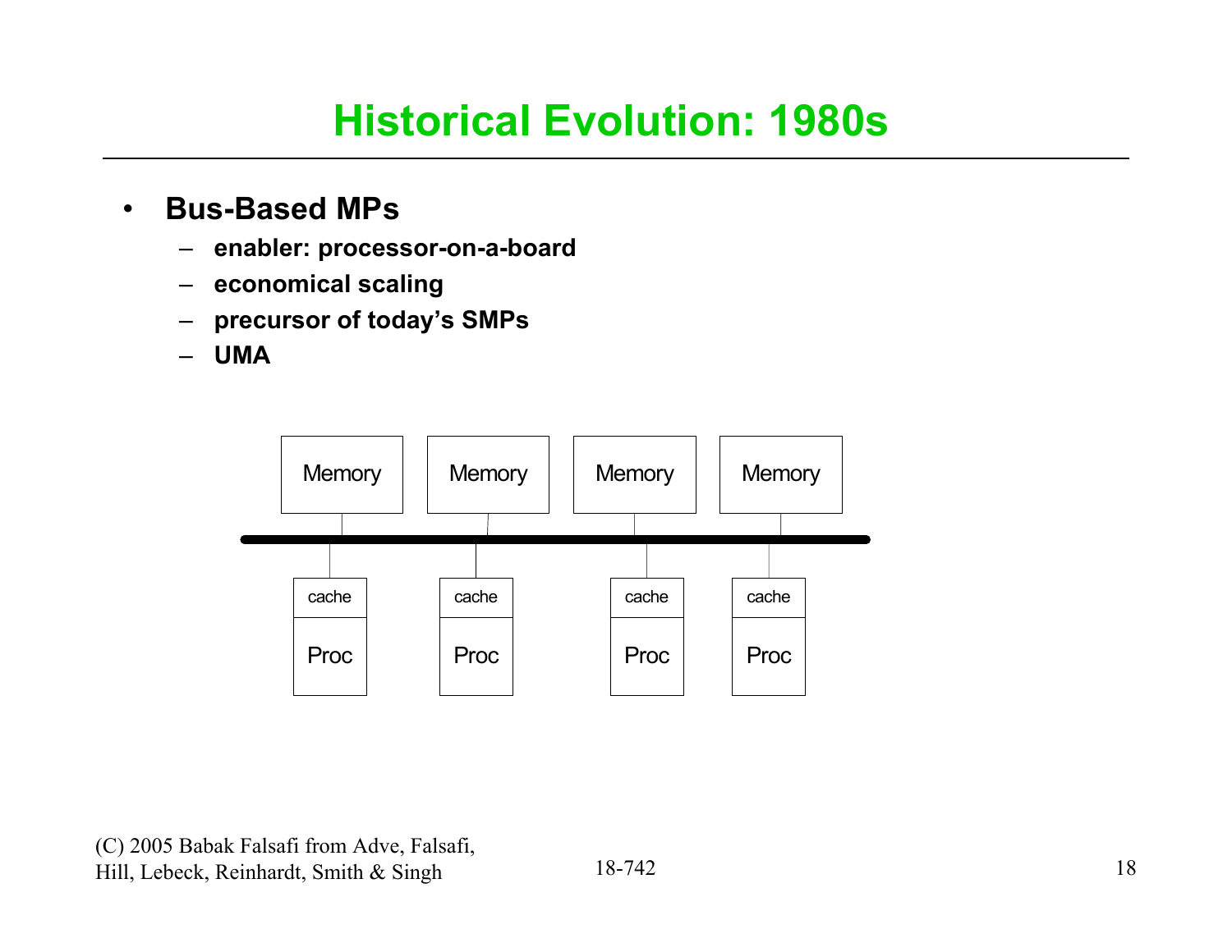# Historical Evolution: 1980s

- **Bus-Based MPs**
  - **enabler: processor-on-a-board**
  - **economical scaling**
  - **precursor of today's SMPs**
  - **UMA**

Memory　Memory　Memory　Memory

cache　cache　cache　cache

Proc　Proc　Proc　Proc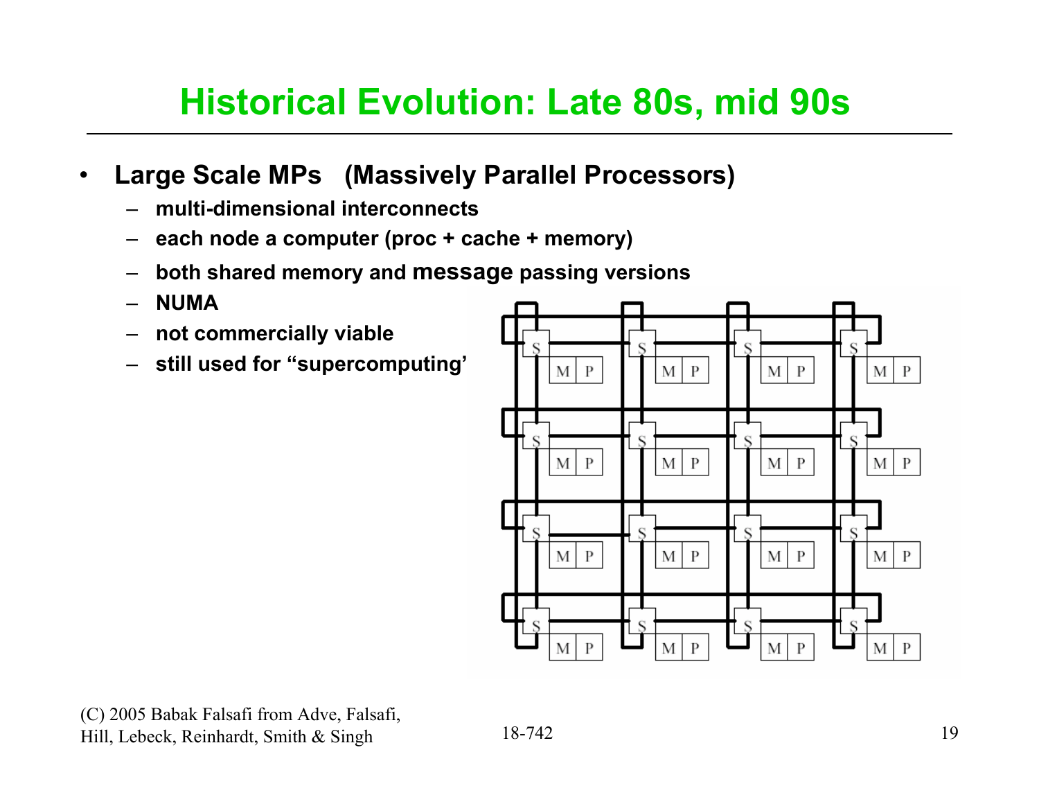# Historical Evolution: Late 80s, mid 90s

- **Large Scale MPs (Massively Parallel Processors)**
  - **multi-dimensional interconnects**
  - **each node a computer (proc + cache + memory)**
  - **both shared memory and message passing versions**
  - **NUMA**
  - **not commercially viable**
  - **still used for "supercomputing'**

(C) 2005 Babak Falsafi from Adve, Falsafi, Hill, Lebeck, Reinhardt, Smith & Singh

18-742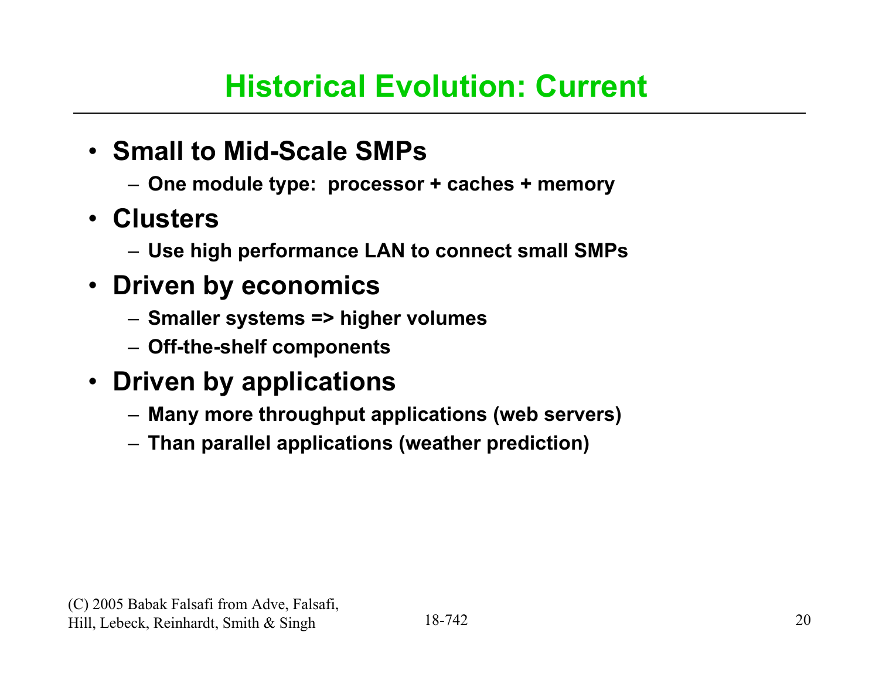# Historical Evolution: Current

- **Small to Mid-Scale SMPs**
  - One module type: processor + caches + memory
- **Clusters**
  - Use high performance LAN to connect small SMPs
- **Driven by economics**
  - Smaller systems => higher volumes
  - Off-the-shelf components
- **Driven by applications**
  - Many more throughput applications (web servers)
  - Than parallel applications (weather prediction)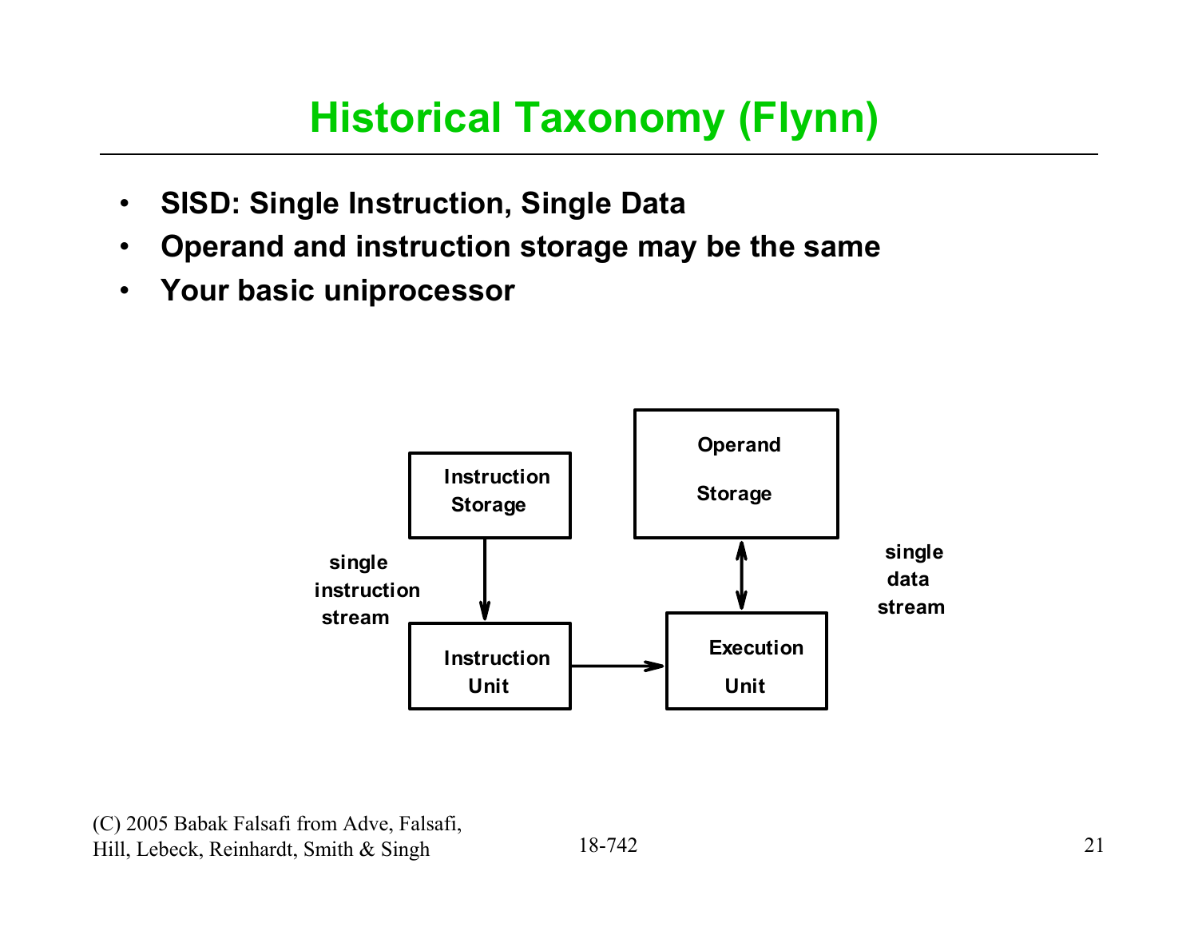# Historical Taxonomy (Flynn)

- **SISD: Single Instruction, Single Data**
- **Operand and instruction storage may be the same**
- **Your basic uniprocessor**

Instruction Storage

single instruction stream

Instruction Unit

Operand Storage

single data stream

Execution Unit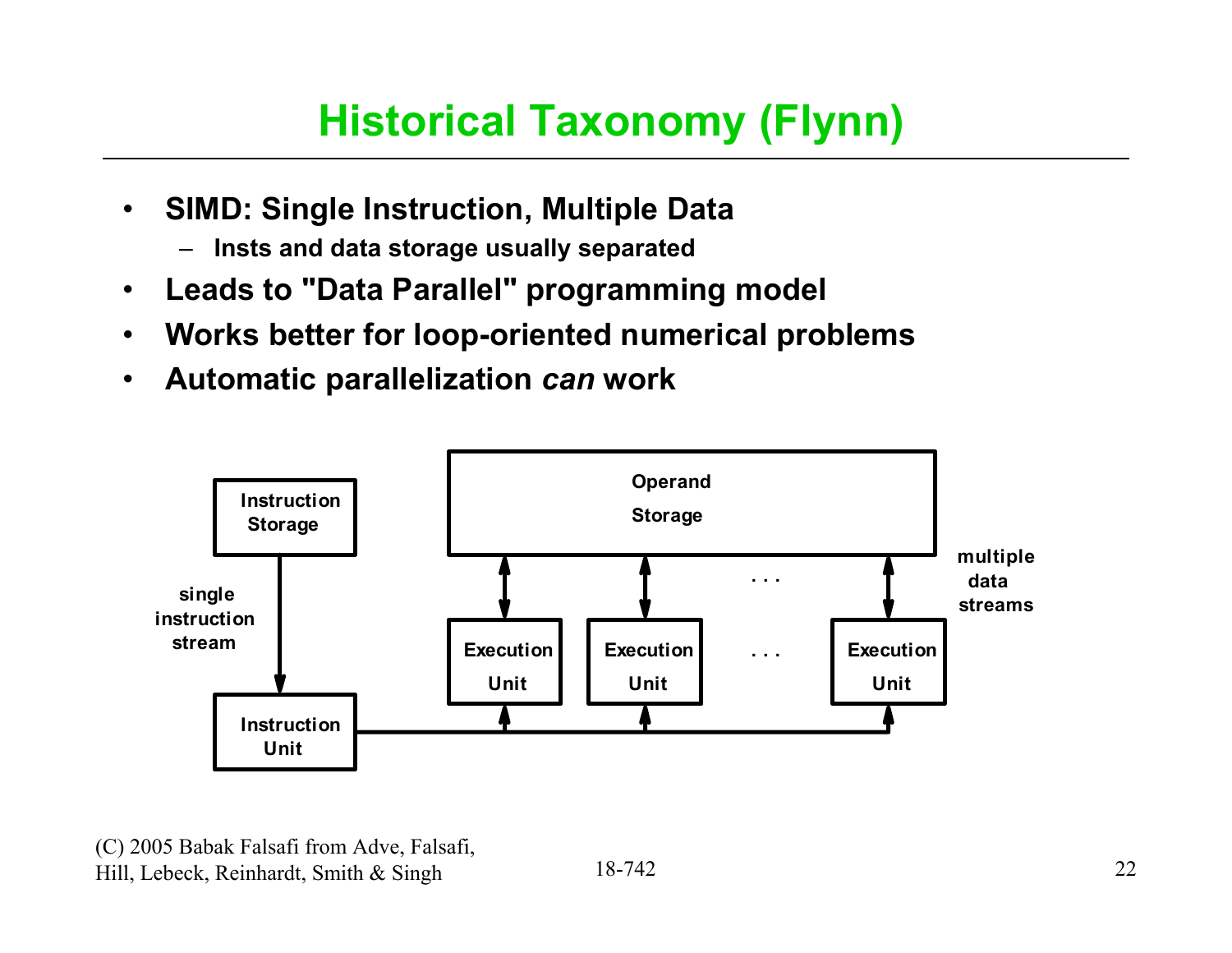# Historical Taxonomy (Flynn)

- **SIMD: Single Instruction, Multiple Data**
  - **Insts and data storage usually separated**
- **Leads to "Data Parallel" programming model**
- **Works better for loop-oriented numerical problems**
- **Automatic parallelization *can* work**

Instruction Storage

single instruction stream

Instruction Unit

Operand Storage

Execution Unit | Execution Unit | . . . | Execution Unit

multiple data streams

(C) 2005 Babak Falsafi from Adve, Falsafi, Hill, Lebeck, Reinhardt, Smith & Singh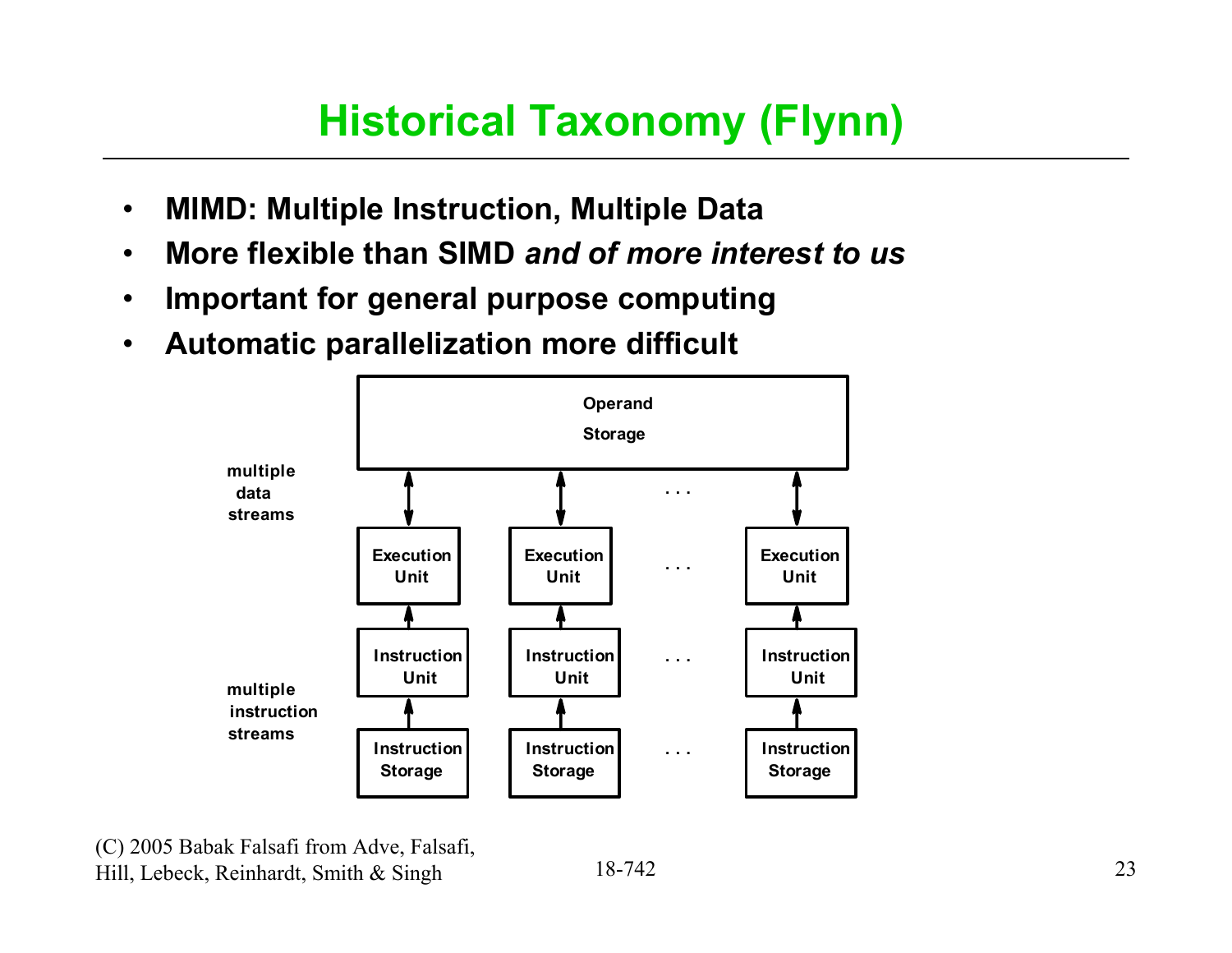# Historical Taxonomy (Flynn)

- **MIMD: Multiple Instruction, Multiple Data**
- **More flexible than SIMD *and of more interest to us***
- **Important for general purpose computing**
- **Automatic parallelization more difficult**

**Operand Storage**

**multiple data streams**

| **Execution Unit** | **Execution Unit** | . . . | **Execution Unit** |
|---|---|---|---|
| **Instruction Unit** | **Instruction Unit** | . . . | **Instruction Unit** |
| **Instruction Storage** | **Instruction Storage** | . . . | **Instruction Storage** |

**multiple instruction streams**

(C) 2005 Babak Falsafi from Adve, Falsafi, Hill, Lebeck, Reinhardt, Smith & Singh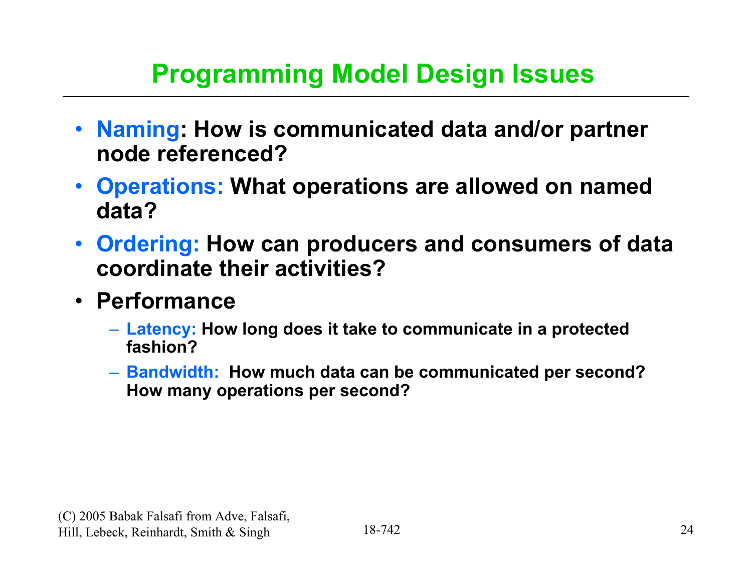# Programming Model Design Issues

- **Naming: How is communicated data and/or partner node referenced?**
- **Operations: What operations are allowed on named data?**
- **Ordering: How can producers and consumers of data coordinate their activities?**
- **Performance**
  - **Latency: How long does it take to communicate in a protected fashion?**
  - **Bandwidth: How much data can be communicated per second? How many operations per second?**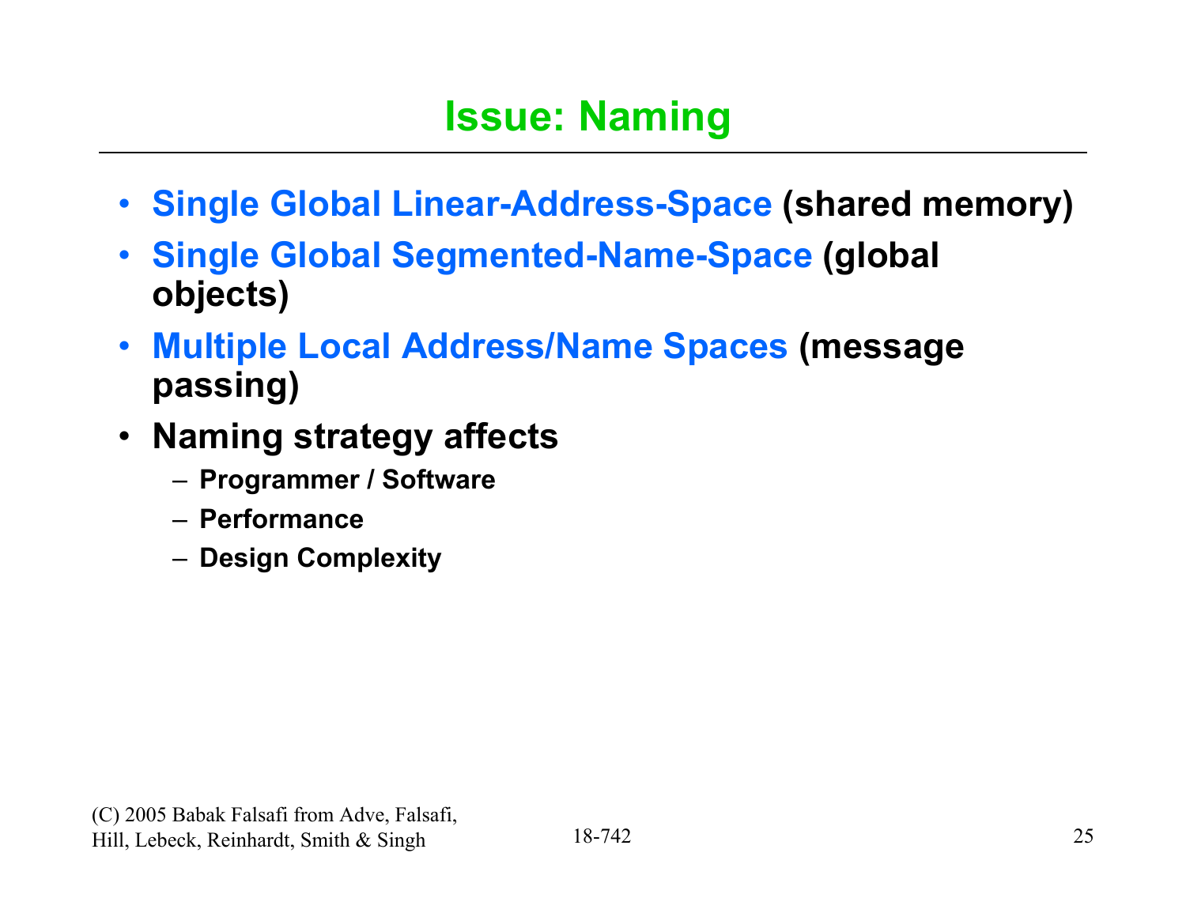# Issue: Naming

- **Single Global Linear-Address-Space (shared memory)**
- **Single Global Segmented-Name-Space (global objects)**
- **Multiple Local Address/Name Spaces (message passing)**
- **Naming strategy affects**
  - **Programmer / Software**
  - **Performance**
  - **Design Complexity**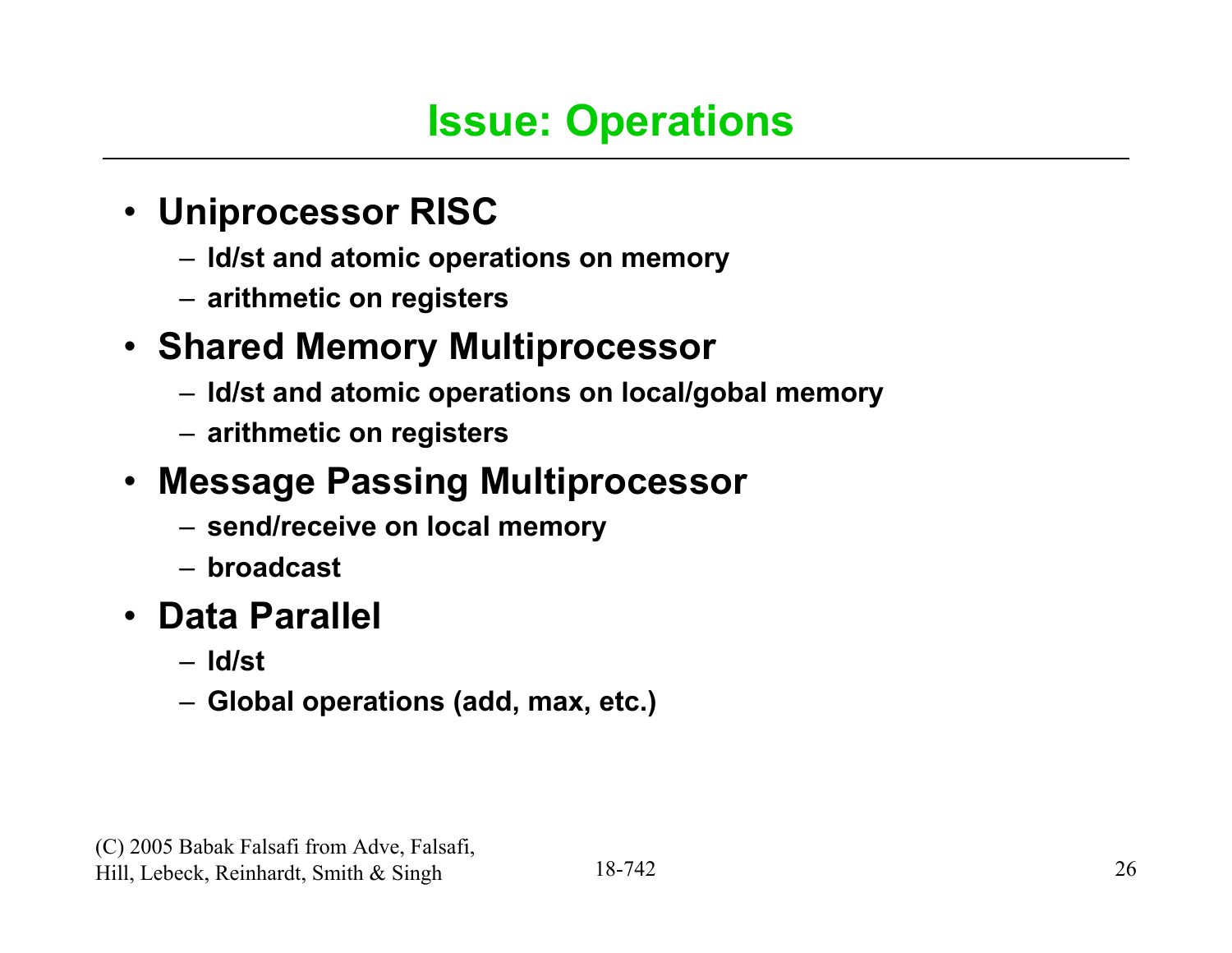# Issue: Operations

- **Uniprocessor RISC**
  - **ld/st and atomic operations on memory**
  - **arithmetic on registers**
- **Shared Memory Multiprocessor**
  - **ld/st and atomic operations on local/gobal memory**
  - **arithmetic on registers**
- **Message Passing Multiprocessor**
  - **send/receive on local memory**
  - **broadcast**
- **Data Parallel**
  - **ld/st**
  - **Global operations (add, max, etc.)**

(C) 2005 Babak Falsafi from Adve, Falsafi, Hill, Lebeck, Reinhardt, Smith & Singh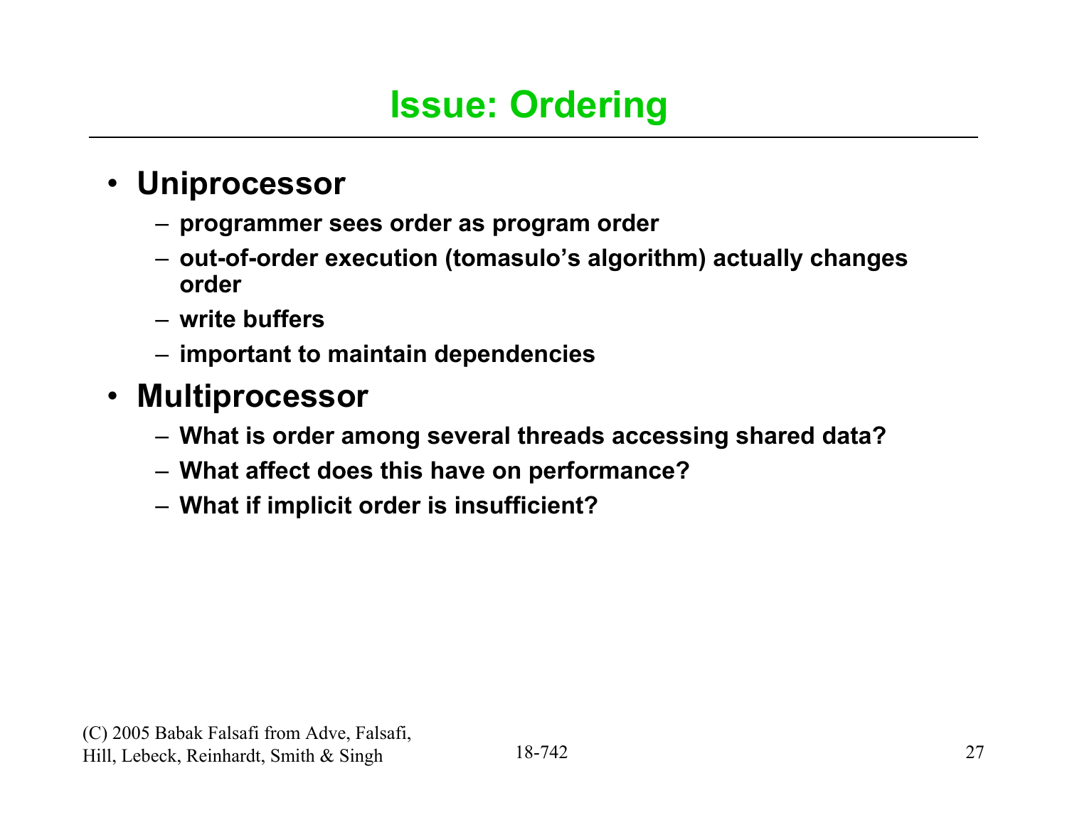# Issue: Ordering

- **Uniprocessor**
  - **programmer sees order as program order**
  - **out-of-order execution (tomasulo's algorithm) actually changes order**
  - **write buffers**
  - **important to maintain dependencies**
- **Multiprocessor**
  - **What is order among several threads accessing shared data?**
  - **What affect does this have on performance?**
  - **What if implicit order is insufficient?**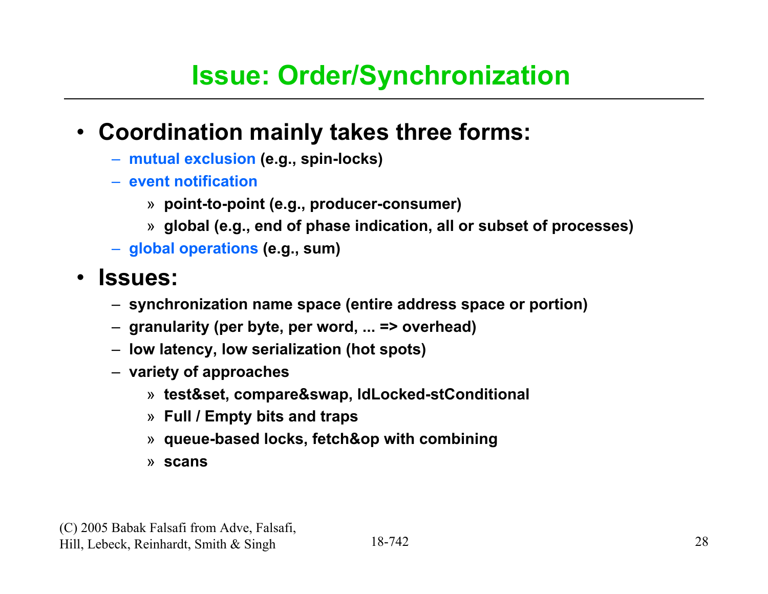# Issue: Order/Synchronization

- **Coordination mainly takes three forms:**
  - **mutual exclusion (e.g., spin-locks)**
  - **event notification**
    - **point-to-point (e.g., producer-consumer)**
    - **global (e.g., end of phase indication, all or subset of processes)**
  - **global operations (e.g., sum)**
- **Issues:**
  - **synchronization name space (entire address space or portion)**
  - **granularity (per byte, per word, ... => overhead)**
  - **low latency, low serialization (hot spots)**
  - **variety of approaches**
    - **test&set, compare&swap, ldLocked-stConditional**
    - **Full / Empty bits and traps**
    - **queue-based locks, fetch&op with combining**
    - **scans**

(C) 2005 Babak Falsafi from Adve, Falsafi, Hill, Lebeck, Reinhardt, Smith & Singh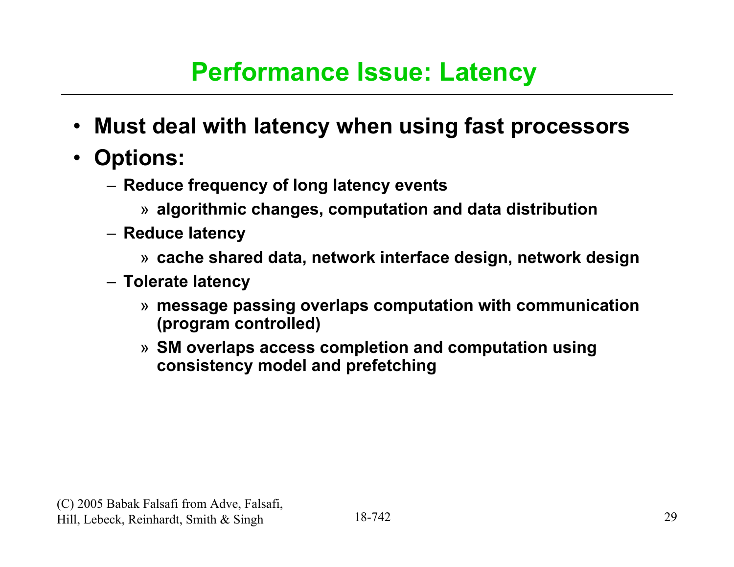# Performance Issue: Latency

- **Must deal with latency when using fast processors**
- **Options:**
  - **Reduce frequency of long latency events**
    - **algorithmic changes, computation and data distribution**
  - **Reduce latency**
    - **cache shared data, network interface design, network design**
  - **Tolerate latency**
    - **message passing overlaps computation with communication (program controlled)**
    - **SM overlaps access completion and computation using consistency model and prefetching**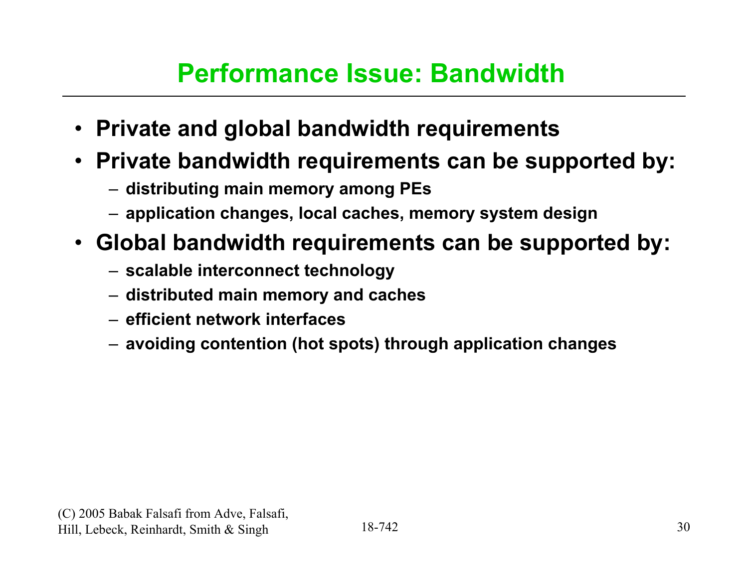# Performance Issue: Bandwidth

- **Private and global bandwidth requirements**
- **Private bandwidth requirements can be supported by:**
  - **distributing main memory among PEs**
  - **application changes, local caches, memory system design**
- **Global bandwidth requirements can be supported by:**
  - **scalable interconnect technology**
  - **distributed main memory and caches**
  - **efficient network interfaces**
  - **avoiding contention (hot spots) through application changes**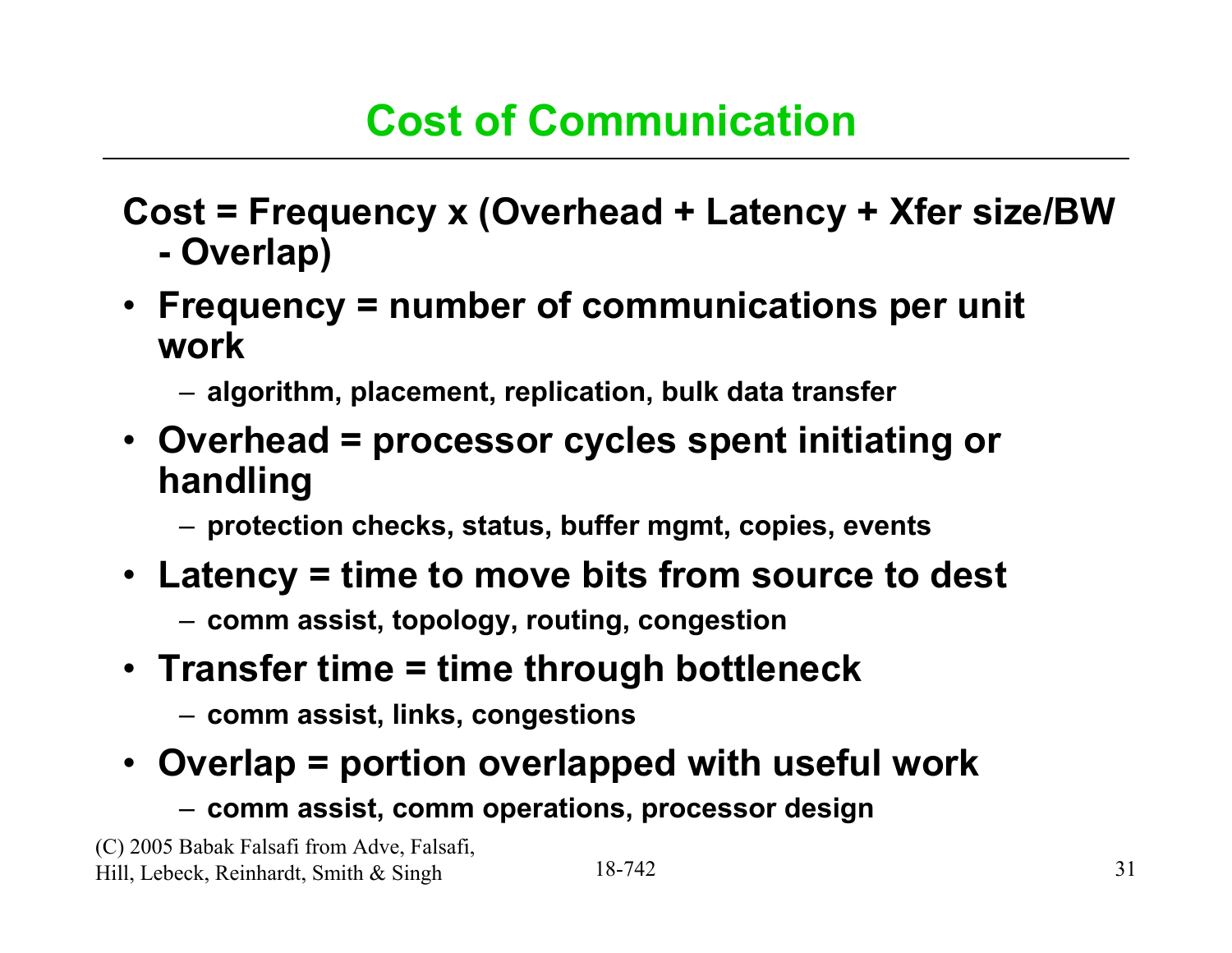# Cost of Communication

**Cost = Frequency x (Overhead + Latency + Xfer size/BW - Overlap)**

- **Frequency = number of communications per unit work**
  - algorithm, placement, replication, bulk data transfer
- **Overhead = processor cycles spent initiating or handling**
  - protection checks, status, buffer mgmt, copies, events
- **Latency = time to move bits from source to dest**
  - comm assist, topology, routing, congestion
- **Transfer time = time through bottleneck**
  - comm assist, links, congestions
- **Overlap = portion overlapped with useful work**
  - comm assist, comm operations, processor design

(C) 2005 Babak Falsafi from Adve, Falsafi, Hill, Lebeck, Reinhardt, Smith & Singh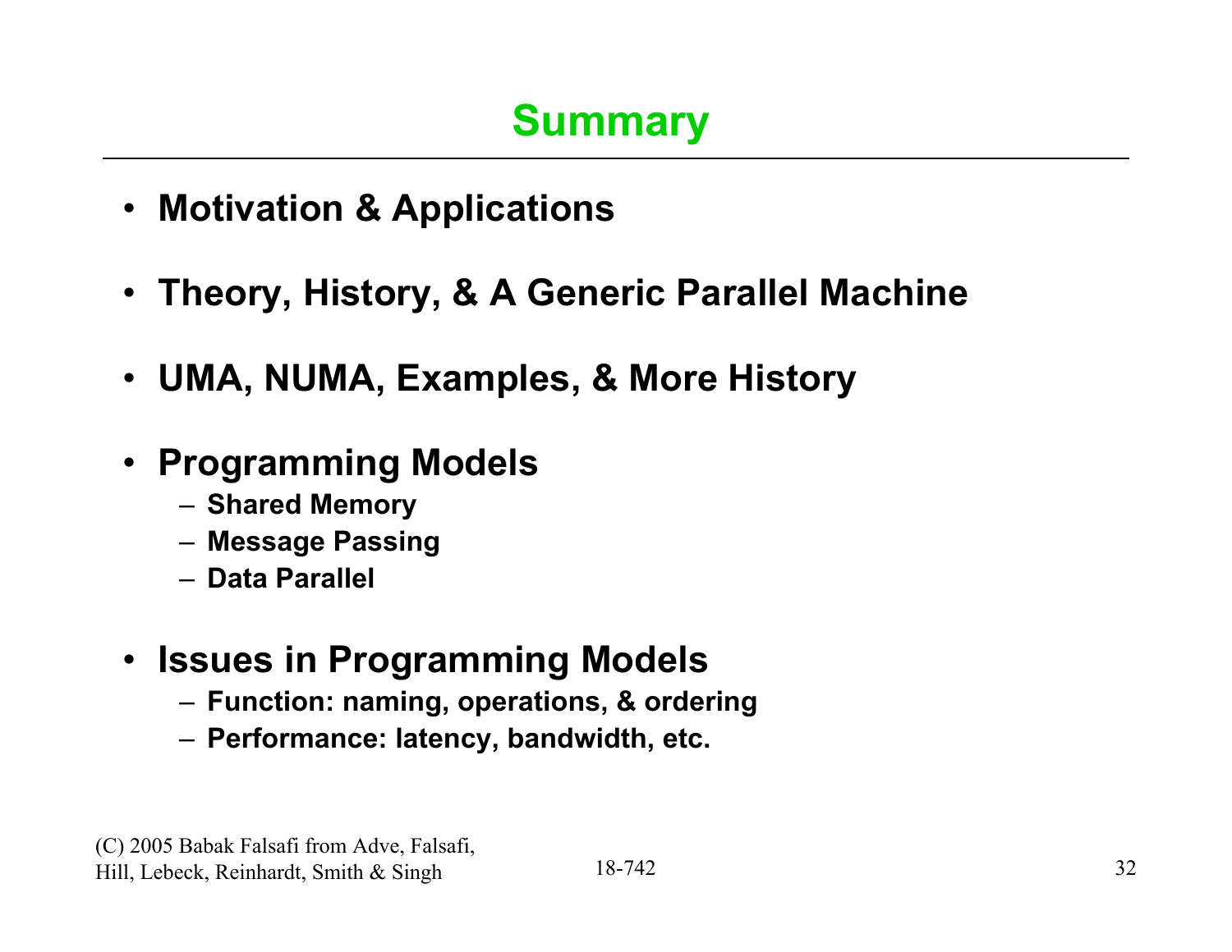# Summary

- **Motivation & Applications**
- **Theory, History, & A Generic Parallel Machine**
- **UMA, NUMA, Examples, & More History**
- **Programming Models**
  - **Shared Memory**
  - **Message Passing**
  - **Data Parallel**
- **Issues in Programming Models**
  - **Function: naming, operations, & ordering**
  - **Performance: latency, bandwidth, etc.**

(C) 2005 Babak Falsafi from Adve, Falsafi, Hill, Lebeck, Reinhardt, Smith & Singh